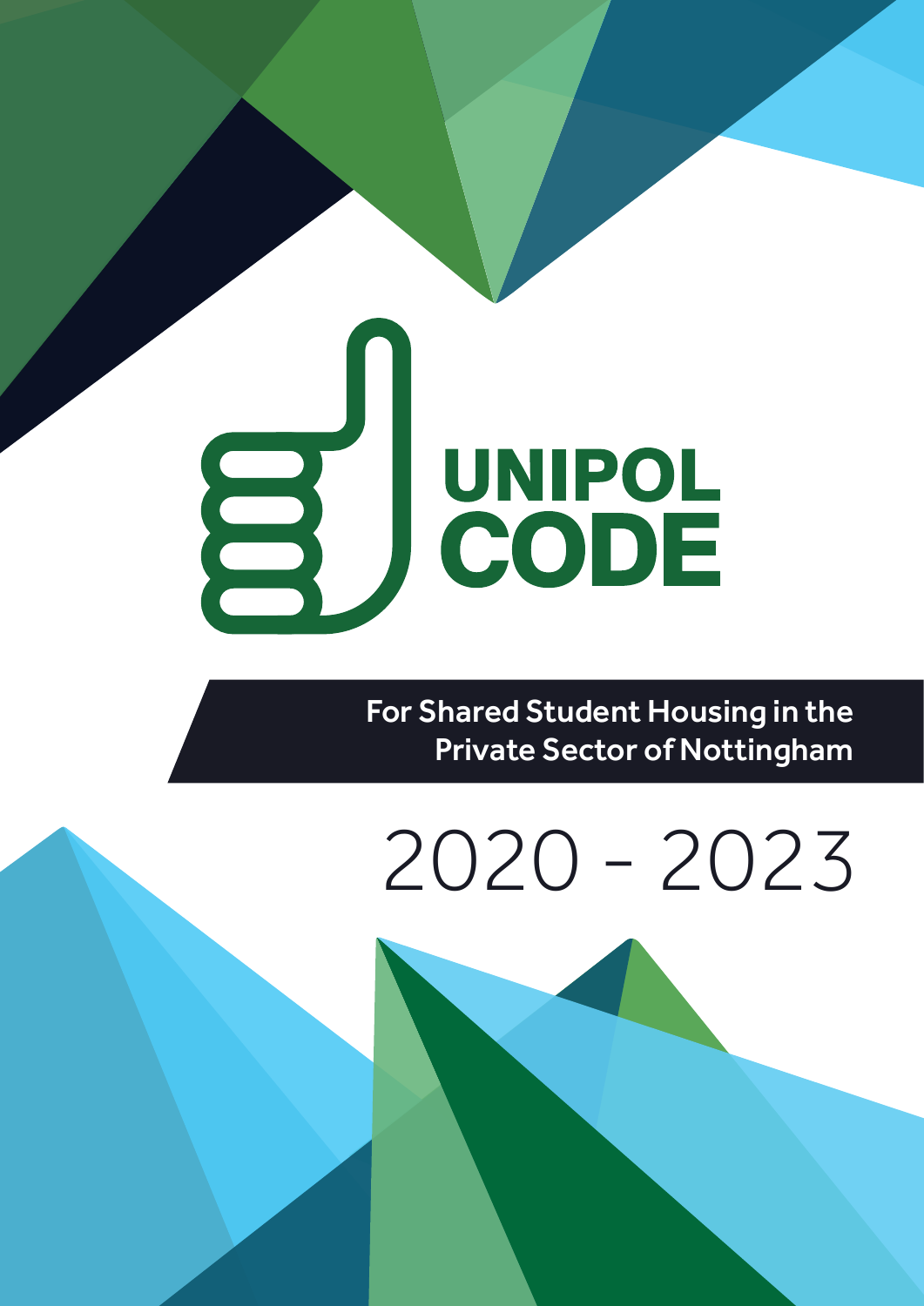# UNIPOL CODE

For Shared Student Housing in the Private Sector of Nottingham

2020 - 2023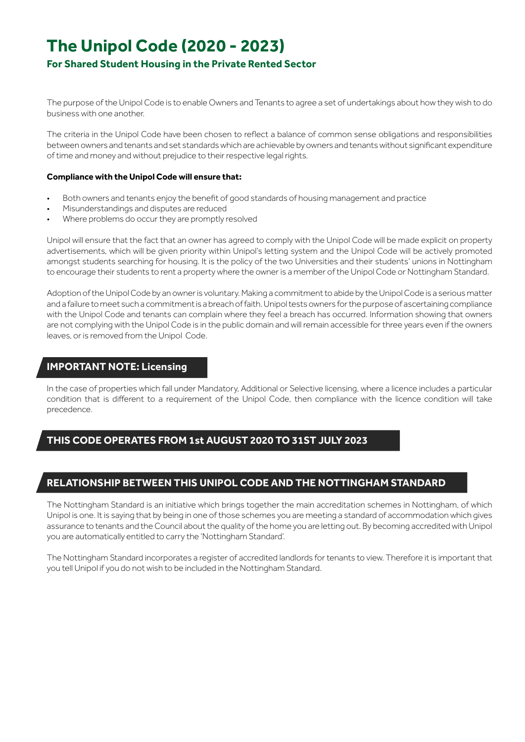# The Unipol Code (2020 - 2023)

## For Shared Student Housing in the Private Rented Sector

The purpose of the Unipol Code is to enable Owners and Tenants to agree a set of undertakings about how they wish to do business with one another.

The criteria in the Unipol Code have been chosen to reflect a balance of common sense obligations and responsibilities between owners and tenants and set standards which are achievable by owners and tenants without significant expenditure of time and money and without prejudice to their respective legal rights.

**Compliance with the Unipol Code will ensure that:**

- Both owners and tenants enjoy the benefit of good standards of housing management and practice
- Misunderstandings and disputes are reduced
- Where problems do occur they are promptly resolved

Unipol will ensure that the fact that an owner has agreed to comply with the Unipol Code will be made explicit on property advertisements, which will be given priority within Unipol's letting system and the Unipol Code will be actively promoted amongst students searching for housing. It is the policy of the two Universities and their students' unions in Nottingham to encourage their students to rent a property where the owner is a member of the Unipol Code or Nottingham Standard.

Adoption of the Unipol Code by an owner is voluntary. Making a commitment to abide by the Unipol Code is a serious matter and a failure to meet such a commitment is a breach of faith. Unipol tests owners for the purpose of ascertaining compliance with the Unipol Code and tenants can complain where they feel a breach has occurred. Information showing that owners are not complying with the Unipol Code is in the public domain and will remain accessible for three years even if the owners leaves, or is removed from the Unipol Code.

## IMPORTANT NOTE: Licensing

In the case of properties which fall under Mandatory, Additional or Selective licensing, where a licence includes a particular condition that is different to a requirement of the Unipol Code, then compliance with the licence condition will take precedence.

## THIS CODE OPERATES FROM 1st AUGUST 2020 TO 31ST JULY 2023

## RELATIONSHIP BETWEEN THIS UNIPOL CODE AND THE NOTTINGHAM STANDARD

The Nottingham Standard is an initiative which brings together the main accreditation schemes in Nottingham, of which Unipol is one. It is saying that by being in one of those schemes you are meeting a standard of accommodation which gives assurance to tenants and the Council about the quality of the home you are letting out. By becoming accredited with Unipol you are automatically entitled to carry the 'Nottingham Standard'.

The Nottingham Standard incorporates a register of accredited landlords for tenants to view. Therefore it is important that you tell Unipol if you do not wish to be included in the Nottingham Standard.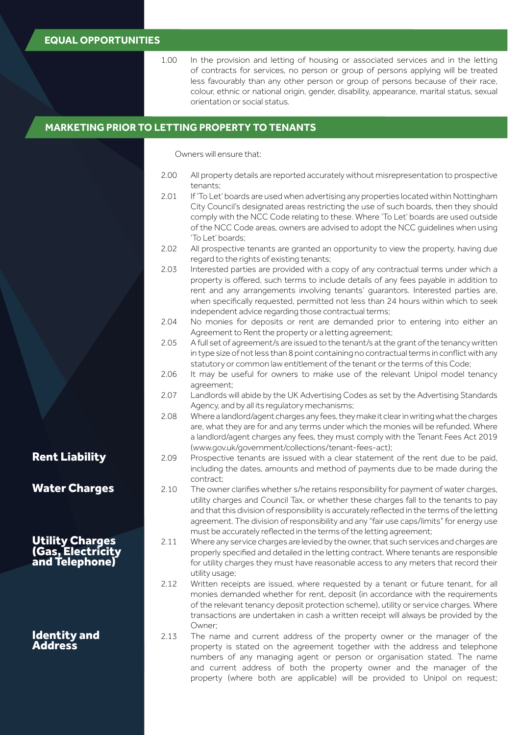## EQUAL OPPORTUNITIES

1.00 In the provision and letting of housing or associated services and in the letting of contracts for services, no person or group of persons applying will be treated less favourably than any other person or group of persons because of their race, colour, ethnic or national origin, gender, disability, appearance, marital status, sexual orientation or social status.

## MARKETING PRIOR TO LETTING PROPERTY TO TENANTS

Owners will ensure that:

2.00 All property details are reported accurately without misrepresentation to prospective tenants;

2.01 If 'To Let' boards are used when advertising any properties located within Nottingham City Council's designated areas restricting the use of such boards, then they should comply with the NCC Code relating to these. Where 'To Let' boards are used outside of the NCC Code areas, owners are advised to adopt the NCC guidelines when using 'To Let' boards;

2.02 All prospective tenants are granted an opportunity to view the property, having due regard to the rights of existing tenants;

2.03 Interested parties are provided with a copy of any contractual terms under which a property is offered, such terms to include details of any fees payable in addition to rent and any arrangements involving tenants' guarantors. Interested parties are, when specifically requested, permitted not less than 24 hours within which to seek independent advice regarding those contractual terms;

2.04 No monies for deposits or rent are demanded prior to entering into either an Agreement to Rent the property or a letting agreement;

2.05 A full set of agreement/s are issued to the tenant/s at the grant of the tenancy written in type size of not less than 8 point containing no contractual terms in conflict with any statutory or common law entitlement of the tenant or the terms of this Code;

2.06 It may be useful for owners to make use of the relevant Unipol model tenancy agreement;

2.07 Landlords will abide by the UK Advertising Codes as set by the Advertising Standards Agency, and by all its regulatory mechanisms;

2.08 Where a landlord/agent charges any fees, they make it clear in writing what the charges are, what they are for and any terms under which the monies will be refunded. Where a landlord/agent charges any fees, they must comply with the Tenant Fees Act 2019 (www.gov.uk/government/collections/tenant-fees-act);

### Rent Liability

2.09 Prospective tenants are issued with a clear statement of the rent due to be paid, including the dates, amounts and method of payments due to be made during the contract;

### Water Charges

2.10 The owner clarifies whether s/he retains responsibility for payment of water charges, utility charges and Council Tax, or whether these charges fall to the tenants to pay and that this division of responsibility is accurately reflected in the terms of the letting agreement. The division of responsibility and any "fair use caps/limits" for energy use must be accurately reflected in the terms of the letting agreement;

### Utility Charges (Gas, Electricity and Telephone)

2.11 Where any service charges are levied by the owner, that such services and charges are properly specified and detailed in the letting contract. Where tenants are responsible for utility charges they must have reasonable access to any meters that record their utility usage;

2.12 Written receipts are issued, where requested by a tenant or future tenant, for all monies demanded whether for rent, deposit (in accordance with the requirements of the relevant tenancy deposit protection scheme), utility or service charges. Where transactions are undertaken in cash a written receipt will always be provided by the Owner;

### Identity and Address

2.13 The name and current address of the property owner or the manager of the property is stated on the agreement together with the address and telephone numbers of any managing agent or person or organisation stated. The name and current address of both the property owner and the manager of the property (where both are applicable) will be provided to Unipol on request;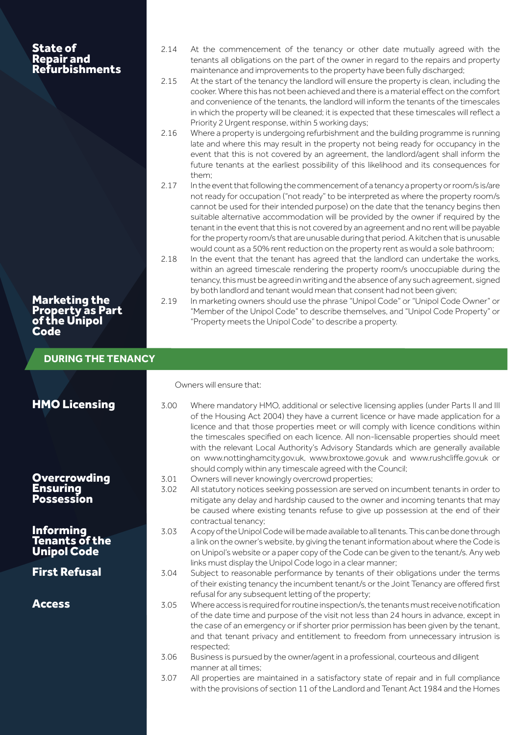### State of Repair and Refurbishments

2.14 At the commencement of the tenancy or other date mutually agreed with the tenants all obligations on the part of the owner in regard to the repairs and property maintenance and improvements to the property have been fully discharged;

2.15 At the start of the tenancy the landlord will ensure the property is clean, including the cooker. Where this has not been achieved and there is a material effect on the comfort and convenience of the tenants, the landlord will inform the tenants of the timescales in which the property will be cleaned; it is expected that these timescales will reflect a Priority 2 Urgent response, within 5 working days;

2.16 Where a property is undergoing refurbishment and the building programme is running late and where this may result in the property not being ready for occupancy in the event that this is not covered by an agreement, the landlord/agent shall inform the future tenants at the earliest possibility of this likelihood and its consequences for them;

2.17 In the event that following the commencement of a tenancy a property or room/s is/are not ready for occupation ("not ready" to be interpreted as where the property room/s cannot be used for their intended purpose) on the date that the tenancy begins then suitable alternative accommodation will be provided by the owner if required by the tenant in the event that this is not covered by an agreement and no rent will be payable for the property room/s that are unusable during that period. A kitchen that is unusable would count as a 50% rent reduction on the property rent as would a sole bathroom;

2.18 In the event that the tenant has agreed that the landlord can undertake the works, within an agreed timescale rendering the property room/s unoccupiable during the tenancy, this must be agreed in writing and the absence of any such agreement, signed by both landlord and tenant would mean that consent had not been given;

### Marketing the Property as Part of the Unipol Code

2.19 In marketing owners should use the phrase "Unipol Code" or "Unipol Code Owner" or "Member of the Unipol Code" to describe themselves, and "Unipol Code Property" or "Property meets the Unipol Code" to describe a property.

## DURING THE TENANCY

Owners will ensure that:

### HMO Licensing

3.00 Where mandatory HMO, additional or selective licensing applies (under Parts II and III of the Housing Act 2004) they have a current licence or have made application for a licence and that those properties meet or will comply with licence conditions within the timescales specified on each licence. All non-licensable properties should meet with the relevant Local Authority's Advisory Standards which are generally available on www.nottinghamcity.gov.uk, www.broxtowe.gov.uk and www.rushcliffe.gov.uk or should comply within any timescale agreed with the Council;

### Overcrowding Ensuring Possession

3.01 Owners will never knowingly overcrowd properties;

3.02 All statutory notices seeking possession are served on incumbent tenants in order to mitigate any delay and hardship caused to the owner and incoming tenants that may be caused where existing tenants refuse to give up possession at the end of their contractual tenancy;

### Informing Tenants of the Unipol Code

3.03 A copy of the Unipol Code will be made available to all tenants. This can be done through a link on the owner's website, by giving the tenant information about where the Code is on Unipol's website or a paper copy of the Code can be given to the tenant/s. Any web links must display the Unipol Code logo in a clear manner;

### First Refusal

3.04 Subject to reasonable performance by tenants of their obligations under the terms of their existing tenancy the incumbent tenant/s or the Joint Tenancy are offered first refusal for any subsequent letting of the property;

### Access

3.05 Where access is required for routine inspection/s, the tenants must receive notification of the date time and purpose of the visit not less than 24 hours in advance, except in the case of an emergency or if shorter prior permission has been given by the tenant, and that tenant privacy and entitlement to freedom from unnecessary intrusion is respected;

3.06 Business is pursued by the owner/agent in a professional, courteous and diligent manner at all times;

3.07 All properties are maintained in a satisfactory state of repair and in full compliance with the provisions of section 11 of the Landlord and Tenant Act 1984 and the Homes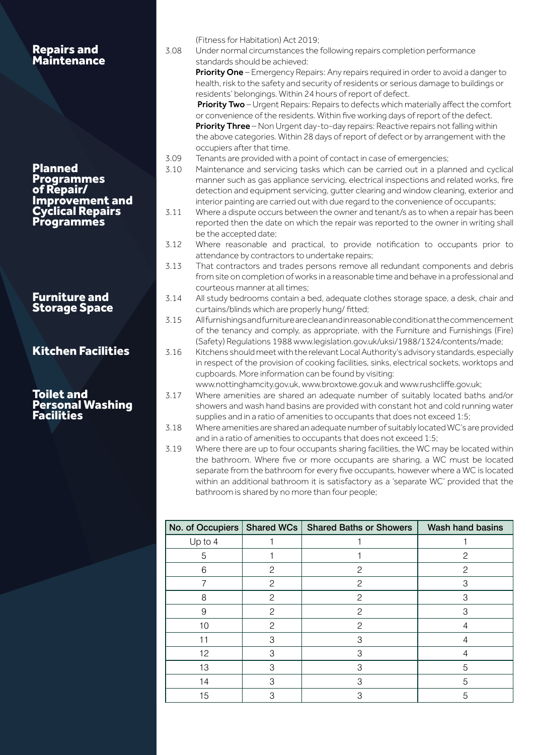(Fitness for Habitation) Act 2019;

## Repairs and Maintenance

3.08 Under normal circumstances the following repairs completion performance standards should be achieved:

**Priority One** – Emergency Repairs: Any repairs required in order to avoid a danger to health, risk to the safety and security of residents or serious damage to buildings or residents' belongings. Within 24 hours of report of defect.

**Priority Two** – Urgent Repairs: Repairs to defects which materially affect the comfort or convenience of the residents. Within five working days of report of the defect.

**Priority Three** – Non Urgent day-to-day repairs: Reactive repairs not falling within the above categories. Within 28 days of report of defect or by arrangement with the occupiers after that time.

3.09 Tenants are provided with a point of contact in case of emergencies;

## Planned Programmes of Repair/ Improvement and Cyclical Repairs Programmes

3.10 Maintenance and servicing tasks which can be carried out in a planned and cyclical manner such as gas appliance servicing, electrical inspections and related works, fire detection and equipment servicing, gutter clearing and window cleaning, exterior and interior painting are carried out with due regard to the convenience of occupants;

3.11 Where a dispute occurs between the owner and tenant/s as to when a repair has been reported then the date on which the repair was reported to the owner in writing shall be the accepted date;

3.12 Where reasonable and practical, to provide notification to occupants prior to attendance by contractors to undertake repairs;

3.13 That contractors and trades persons remove all redundant components and debris from site on completion of works in a reasonable time and behave in a professional and courteous manner at all times;

## Furniture and Storage Space

3.14 All study bedrooms contain a bed, adequate clothes storage space, a desk, chair and curtains/blinds which are properly hung/ fitted;

3.15 All furnishings and furniture are clean and in reasonable condition at the commencement of the tenancy and comply, as appropriate, with the Furniture and Furnishings (Fire) (Safety) Regulations 1988 www.legislation.gov.uk/uksi/1988/1324/contents/made;

## Kitchen Facilities

3.16 Kitchens should meet with the relevant Local Authority's advisory standards, especially in respect of the provision of cooking facilities, sinks, electrical sockets, worktops and cupboards. More information can be found by visiting:
www.nottinghamcity.gov.uk, www.broxtowe.gov.uk and www.rushcliffe.gov.uk;

## Toilet and Personal Washing Facilities

3.17 Where amenities are shared an adequate number of suitably located baths and/or showers and wash hand basins are provided with constant hot and cold running water supplies and in a ratio of amenities to occupants that does not exceed 1:5;

3.18 Where amenities are shared an adequate number of suitably located WC's are provided and in a ratio of amenities to occupants that does not exceed 1:5;

3.19 Where there are up to four occupants sharing facilities, the WC may be located within the bathroom. Where five or more occupants are sharing, a WC must be located separate from the bathroom for every five occupants, however where a WC is located within an additional bathroom it is satisfactory as a 'separate WC' provided that the bathroom is shared by no more than four people;

| No. of Occupiers | Shared WCs | Shared Baths or Showers | Wash hand basins |
|---|---|---|---|
| Up to 4 | 1 | 1 | 1 |
| 5 | 1 | 1 | 2 |
| 6 | 2 | 2 | 2 |
| 7 | 2 | 2 | 3 |
| 8 | 2 | 2 | 3 |
| 9 | 2 | 2 | 3 |
| 10 | 2 | 2 | 4 |
| 11 | 3 | 3 | 4 |
| 12 | 3 | 3 | 4 |
| 13 | 3 | 3 | 5 |
| 14 | 3 | 3 | 5 |
| 15 | 3 | 3 | 5 |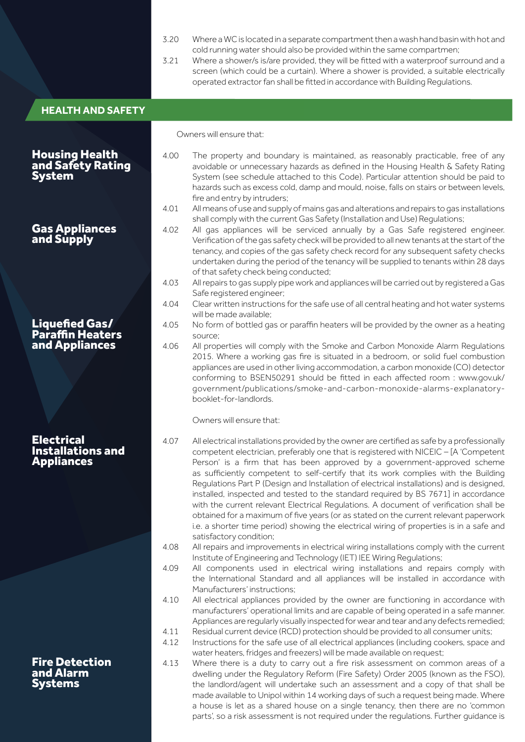3.20 Where a WC is located in a separate compartment then a wash hand basin with hot and cold running water should also be provided within the same compartmen;

3.21 Where a shower/s is/are provided, they will be fitted with a waterproof surround and a screen (which could be a curtain). Where a shower is provided, a suitable electrically operated extractor fan shall be fitted in accordance with Building Regulations.

## HEALTH AND SAFETY

Owners will ensure that:

### Housing Health and Safety Rating System

4.00 The property and boundary is maintained, as reasonably practicable, free of any avoidable or unnecessary hazards as defined in the Housing Health & Safety Rating System (see schedule attached to this Code). Particular attention should be paid to hazards such as excess cold, damp and mould, noise, falls on stairs or between levels, fire and entry by intruders;

### Gas Appliances and Supply

4.01 All means of use and supply of mains gas and alterations and repairs to gas installations shall comply with the current Gas Safety (Installation and Use) Regulations;

4.02 All gas appliances will be serviced annually by a Gas Safe registered engineer. Verification of the gas safety check will be provided to all new tenants at the start of the tenancy, and copies of the gas safety check record for any subsequent safety checks undertaken during the period of the tenancy will be supplied to tenants within 28 days of that safety check being conducted;

4.03 All repairs to gas supply pipe work and appliances will be carried out by registered a Gas Safe registered engineer;

4.04 Clear written instructions for the safe use of all central heating and hot water systems will be made available;

### Liquefied Gas/ Paraffin Heaters and Appliances

4.05 No form of bottled gas or paraffin heaters will be provided by the owner as a heating source;

4.06 All properties will comply with the Smoke and Carbon Monoxide Alarm Regulations 2015. Where a working gas fire is situated in a bedroom, or solid fuel combustion appliances are used in other living accommodation, a carbon monoxide (CO) detector conforming to BSEN50291 should be fitted in each affected room : www.gov.uk/government/publications/smoke-and-carbon-monoxide-alarms-explanatory-booklet-for-landlords.

Owners will ensure that:

### Electrical Installations and Appliances

4.07 All electrical installations provided by the owner are certified as safe by a professionally competent electrician, preferably one that is registered with NICEIC – [A 'Competent Person' is a firm that has been approved by a government-approved scheme as sufficiently competent to self-certify that its work complies with the Building Regulations Part P (Design and Installation of electrical installations) and is designed, installed, inspected and tested to the standard required by BS 7671] in accordance with the current relevant Electrical Regulations. A document of verification shall be obtained for a maximum of five years (or as stated on the current relevant paperwork i.e. a shorter time period) showing the electrical wiring of properties is in a safe and satisfactory condition;

4.08 All repairs and improvements in electrical wiring installations comply with the current Institute of Engineering and Technology (IET) IEE Wiring Regulations;

4.09 All components used in electrical wiring installations and repairs comply with the International Standard and all appliances will be installed in accordance with Manufacturers' instructions;

4.10 All electrical appliances provided by the owner are functioning in accordance with manufacturers' operational limits and are capable of being operated in a safe manner. Appliances are regularly visually inspected for wear and tear and any defects remedied;

4.11 Residual current device (RCD) protection should be provided to all consumer units;

4.12 Instructions for the safe use of all electrical appliances (including cookers, space and water heaters, fridges and freezers) will be made available on request;

### Fire Detection and Alarm Systems

4.13 Where there is a duty to carry out a fire risk assessment on common areas of a dwelling under the Regulatory Reform (Fire Safety) Order 2005 (known as the FSO), the landlord/agent will undertake such an assessment and a copy of that shall be made available to Unipol within 14 working days of such a request being made. Where a house is let as a shared house on a single tenancy, then there are no 'common parts', so a risk assessment is not required under the regulations. Further guidance is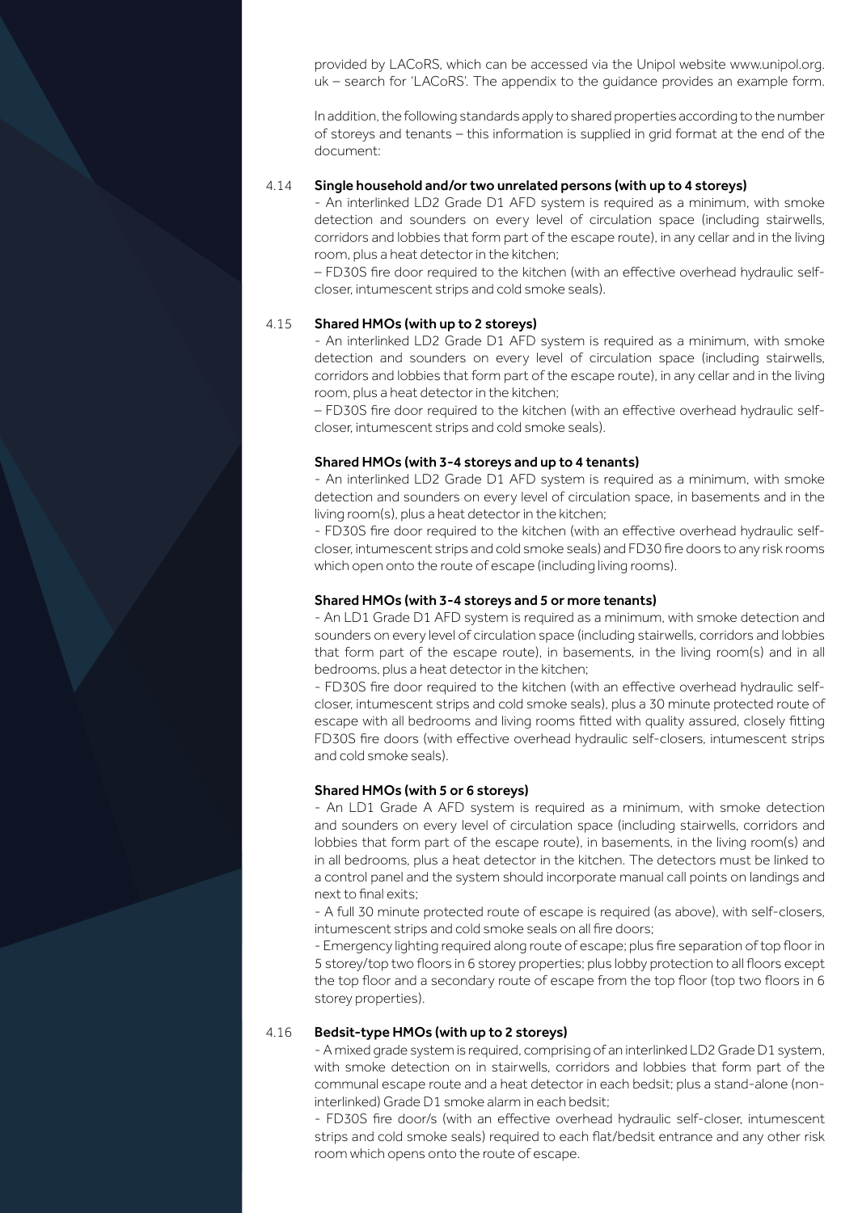provided by LACoRS, which can be accessed via the Unipol website www.unipol.org.uk – search for 'LACoRS'. The appendix to the guidance provides an example form.

In addition, the following standards apply to shared properties according to the number of storeys and tenants – this information is supplied in grid format at the end of the document:

### 4.14 Single household and/or two unrelated persons (with up to 4 storeys)

- An interlinked LD2 Grade D1 AFD system is required as a minimum, with smoke detection and sounders on every level of circulation space (including stairwells, corridors and lobbies that form part of the escape route), in any cellar and in the living room, plus a heat detector in the kitchen;

– FD30S fire door required to the kitchen (with an effective overhead hydraulic self-closer, intumescent strips and cold smoke seals).

### 4.15 Shared HMOs (with up to 2 storeys)

- An interlinked LD2 Grade D1 AFD system is required as a minimum, with smoke detection and sounders on every level of circulation space (including stairwells, corridors and lobbies that form part of the escape route), in any cellar and in the living room, plus a heat detector in the kitchen;

– FD30S fire door required to the kitchen (with an effective overhead hydraulic self-closer, intumescent strips and cold smoke seals).

#### Shared HMOs (with 3-4 storeys and up to 4 tenants)

- An interlinked LD2 Grade D1 AFD system is required as a minimum, with smoke detection and sounders on every level of circulation space, in basements and in the living room(s), plus a heat detector in the kitchen;

- FD30S fire door required to the kitchen (with an effective overhead hydraulic self-closer, intumescent strips and cold smoke seals) and FD30 fire doors to any risk rooms which open onto the route of escape (including living rooms).

#### Shared HMOs (with 3-4 storeys and 5 or more tenants)

- An LD1 Grade D1 AFD system is required as a minimum, with smoke detection and sounders on every level of circulation space (including stairwells, corridors and lobbies that form part of the escape route), in basements, in the living room(s) and in all bedrooms, plus a heat detector in the kitchen;

- FD30S fire door required to the kitchen (with an effective overhead hydraulic self-closer, intumescent strips and cold smoke seals), plus a 30 minute protected route of escape with all bedrooms and living rooms fitted with quality assured, closely fitting FD30S fire doors (with effective overhead hydraulic self-closers, intumescent strips and cold smoke seals).

#### Shared HMOs (with 5 or 6 storeys)

- An LD1 Grade A AFD system is required as a minimum, with smoke detection and sounders on every level of circulation space (including stairwells, corridors and lobbies that form part of the escape route), in basements, in the living room(s) and in all bedrooms, plus a heat detector in the kitchen. The detectors must be linked to a control panel and the system should incorporate manual call points on landings and next to final exits;

- A full 30 minute protected route of escape is required (as above), with self-closers, intumescent strips and cold smoke seals on all fire doors;

- Emergency lighting required along route of escape; plus fire separation of top floor in 5 storey/top two floors in 6 storey properties; plus lobby protection to all floors except the top floor and a secondary route of escape from the top floor (top two floors in 6 storey properties).

### 4.16 Bedsit-type HMOs (with up to 2 storeys)

- A mixed grade system is required, comprising of an interlinked LD2 Grade D1 system, with smoke detection on in stairwells, corridors and lobbies that form part of the communal escape route and a heat detector in each bedsit; plus a stand-alone (non-interlinked) Grade D1 smoke alarm in each bedsit;

- FD30S fire door/s (with an effective overhead hydraulic self-closer, intumescent strips and cold smoke seals) required to each flat/bedsit entrance and any other risk room which opens onto the route of escape.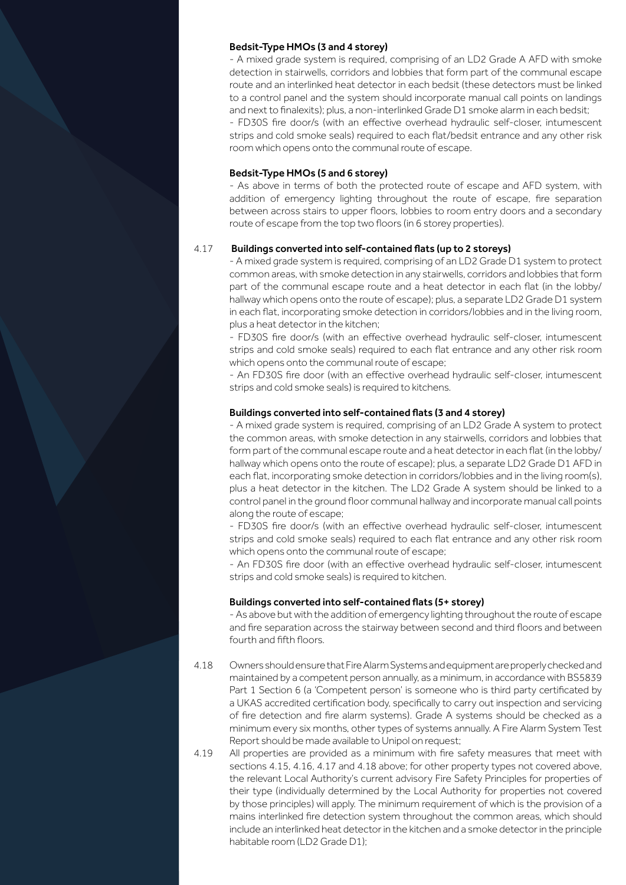**Bedsit-Type HMOs (3 and 4 storey)**

- A mixed grade system is required, comprising of an LD2 Grade A AFD with smoke detection in stairwells, corridors and lobbies that form part of the communal escape route and an interlinked heat detector in each bedsit (these detectors must be linked to a control panel and the system should incorporate manual call points on landings and next to finalexits); plus, a non-interlinked Grade D1 smoke alarm in each bedsit;
- FD30S fire door/s (with an effective overhead hydraulic self-closer, intumescent strips and cold smoke seals) required to each flat/bedsit entrance and any other risk room which opens onto the communal route of escape.

**Bedsit-Type HMOs (5 and 6 storey)**

- As above in terms of both the protected route of escape and AFD system, with addition of emergency lighting throughout the route of escape, fire separation between across stairs to upper floors, lobbies to room entry doors and a secondary route of escape from the top two floors (in 6 storey properties).

4.17 **Buildings converted into self-contained flats (up to 2 storeys)**

- A mixed grade system is required, comprising of an LD2 Grade D1 system to protect common areas, with smoke detection in any stairwells, corridors and lobbies that form part of the communal escape route and a heat detector in each flat (in the lobby/hallway which opens onto the route of escape); plus, a separate LD2 Grade D1 system in each flat, incorporating smoke detection in corridors/lobbies and in the living room, plus a heat detector in the kitchen;
- FD30S fire door/s (with an effective overhead hydraulic self-closer, intumescent strips and cold smoke seals) required to each flat entrance and any other risk room which opens onto the communal route of escape;
- An FD30S fire door (with an effective overhead hydraulic self-closer, intumescent strips and cold smoke seals) is required to kitchens.

**Buildings converted into self-contained flats (3 and 4 storey)**

- A mixed grade system is required, comprising of an LD2 Grade A system to protect the common areas, with smoke detection in any stairwells, corridors and lobbies that form part of the communal escape route and a heat detector in each flat (in the lobby/hallway which opens onto the route of escape); plus, a separate LD2 Grade D1 AFD in each flat, incorporating smoke detection in corridors/lobbies and in the living room(s), plus a heat detector in the kitchen. The LD2 Grade A system should be linked to a control panel in the ground floor communal hallway and incorporate manual call points along the route of escape;
- FD30S fire door/s (with an effective overhead hydraulic self-closer, intumescent strips and cold smoke seals) required to each flat entrance and any other risk room which opens onto the communal route of escape;
- An FD30S fire door (with an effective overhead hydraulic self-closer, intumescent strips and cold smoke seals) is required to kitchen.

**Buildings converted into self-contained flats (5+ storey)**

- As above but with the addition of emergency lighting throughout the route of escape and fire separation across the stairway between second and third floors and between fourth and fifth floors.

4.18 Owners should ensure that Fire Alarm Systems and equipment are properly checked and maintained by a competent person annually, as a minimum, in accordance with BS5839 Part 1 Section 6 (a 'Competent person' is someone who is third party certificated by a UKAS accredited certification body, specifically to carry out inspection and servicing of fire detection and fire alarm systems). Grade A systems should be checked as a minimum every six months, other types of systems annually. A Fire Alarm System Test Report should be made available to Unipol on request;

4.19 All properties are provided as a minimum with fire safety measures that meet with sections 4.15, 4.16, 4.17 and 4.18 above; for other property types not covered above, the relevant Local Authority's current advisory Fire Safety Principles for properties of their type (individually determined by the Local Authority for properties not covered by those principles) will apply. The minimum requirement of which is the provision of a mains interlinked fire detection system throughout the common areas, which should include an interlinked heat detector in the kitchen and a smoke detector in the principle habitable room (LD2 Grade D1);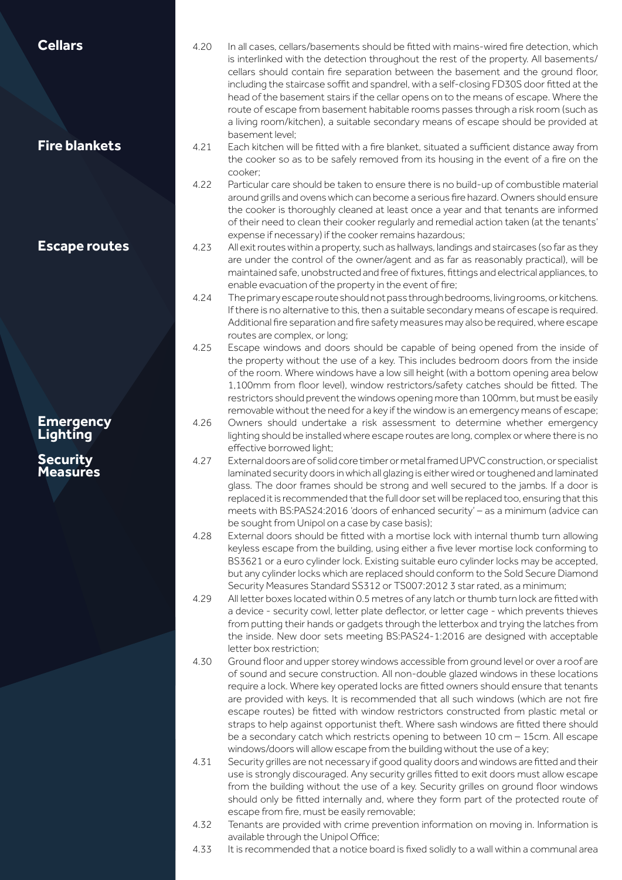## Cellars

4.20 In all cases, cellars/basements should be fitted with mains-wired fire detection, which is interlinked with the detection throughout the rest of the property. All basements/ cellars should contain fire separation between the basement and the ground floor, including the staircase soffit and spandrel, with a self-closing FD30S door fitted at the head of the basement stairs if the cellar opens on to the means of escape. Where the route of escape from basement habitable rooms passes through a risk room (such as a living room/kitchen), a suitable secondary means of escape should be provided at basement level;

## Fire blankets

4.21 Each kitchen will be fitted with a fire blanket, situated a sufficient distance away from the cooker so as to be safely removed from its housing in the event of a fire on the cooker;

4.22 Particular care should be taken to ensure there is no build-up of combustible material around grills and ovens which can become a serious fire hazard. Owners should ensure the cooker is thoroughly cleaned at least once a year and that tenants are informed of their need to clean their cooker regularly and remedial action taken (at the tenants' expense if necessary) if the cooker remains hazardous;

## Escape routes

4.23 All exit routes within a property, such as hallways, landings and staircases (so far as they are under the control of the owner/agent and as far as reasonably practical), will be maintained safe, unobstructed and free of fixtures, fittings and electrical appliances, to enable evacuation of the property in the event of fire;

4.24 The primary escape route should not pass through bedrooms, living rooms, or kitchens. If there is no alternative to this, then a suitable secondary means of escape is required. Additional fire separation and fire safety measures may also be required, where escape routes are complex, or long;

4.25 Escape windows and doors should be capable of being opened from the inside of the property without the use of a key. This includes bedroom doors from the inside of the room. Where windows have a low sill height (with a bottom opening area below 1,100mm from floor level), window restrictors/safety catches should be fitted. The restrictors should prevent the windows opening more than 100mm, but must be easily removable without the need for a key if the window is an emergency means of escape;

## Emergency Lighting

4.26 Owners should undertake a risk assessment to determine whether emergency lighting should be installed where escape routes are long, complex or where there is no effective borrowed light;

## Security Measures

4.27 External doors are of solid core timber or metal framed UPVC construction, or specialist laminated security doors in which all glazing is either wired or toughened and laminated glass. The door frames should be strong and well secured to the jambs. If a door is replaced it is recommended that the full door set will be replaced too, ensuring that this meets with BS:PAS24:2016 'doors of enhanced security' – as a minimum (advice can be sought from Unipol on a case by case basis);

4.28 External doors should be fitted with a mortise lock with internal thumb turn allowing keyless escape from the building, using either a five lever mortise lock conforming to BS3621 or a euro cylinder lock. Existing suitable euro cylinder locks may be accepted, but any cylinder locks which are replaced should conform to the Sold Secure Diamond Security Measures Standard SS312 or TS007:2012 3 star rated, as a minimum;

4.29 All letter boxes located within 0.5 metres of any latch or thumb turn lock are fitted with a device - security cowl, letter plate deflector, or letter cage - which prevents thieves from putting their hands or gadgets through the letterbox and trying the latches from the inside. New door sets meeting BS:PAS24-1:2016 are designed with acceptable letter box restriction;

4.30 Ground floor and upper storey windows accessible from ground level or over a roof are of sound and secure construction. All non-double glazed windows in these locations require a lock. Where key operated locks are fitted owners should ensure that tenants are provided with keys. It is recommended that all such windows (which are not fire escape routes) be fitted with window restrictors constructed from plastic metal or straps to help against opportunist theft. Where sash windows are fitted there should be a secondary catch which restricts opening to between 10 cm – 15cm. All escape windows/doors will allow escape from the building without the use of a key;

4.31 Security grilles are not necessary if good quality doors and windows are fitted and their use is strongly discouraged. Any security grilles fitted to exit doors must allow escape from the building without the use of a key. Security grilles on ground floor windows should only be fitted internally and, where they form part of the protected route of escape from fire, must be easily removable;

4.32 Tenants are provided with crime prevention information on moving in. Information is available through the Unipol Office;

4.33 It is recommended that a notice board is fixed solidly to a wall within a communal area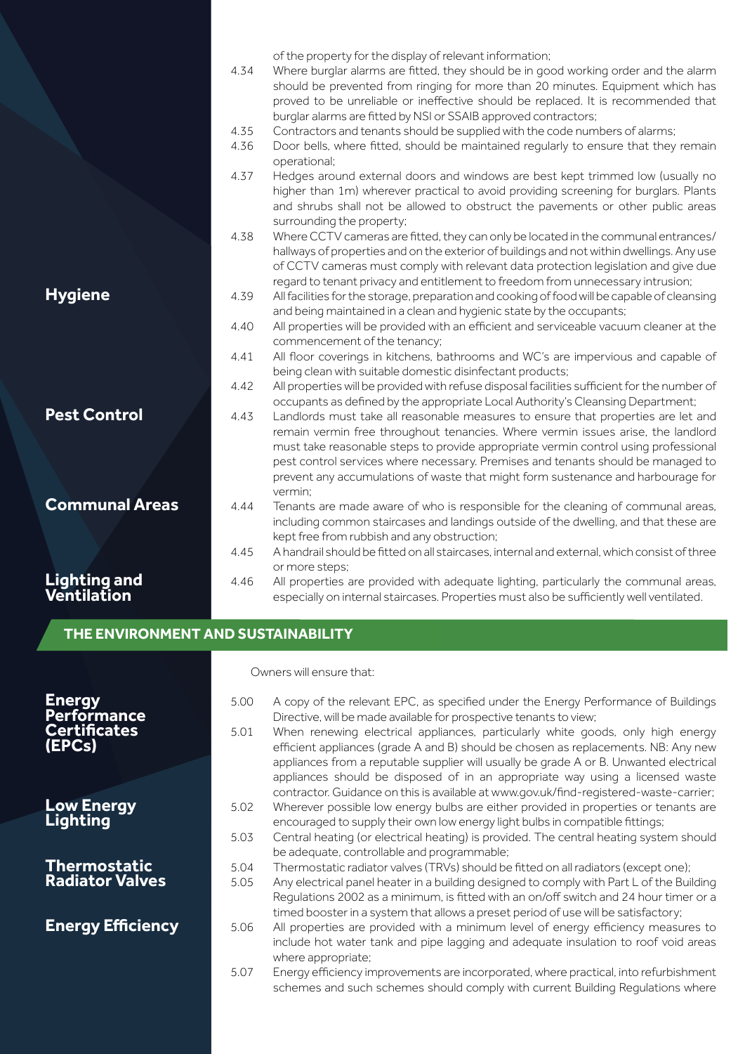of the property for the display of relevant information;

4.34 Where burglar alarms are fitted, they should be in good working order and the alarm should be prevented from ringing for more than 20 minutes. Equipment which has proved to be unreliable or ineffective should be replaced. It is recommended that burglar alarms are fitted by NSI or SSAIB approved contractors;

4.35 Contractors and tenants should be supplied with the code numbers of alarms;

4.36 Door bells, where fitted, should be maintained regularly to ensure that they remain operational;

4.37 Hedges around external doors and windows are best kept trimmed low (usually no higher than 1m) wherever practical to avoid providing screening for burglars. Plants and shrubs shall not be allowed to obstruct the pavements or other public areas surrounding the property;

4.38 Where CCTV cameras are fitted, they can only be located in the communal entrances/hallways of properties and on the exterior of buildings and not within dwellings. Any use of CCTV cameras must comply with relevant data protection legislation and give due regard to tenant privacy and entitlement to freedom from unnecessary intrusion;

**Hygiene**

4.39 All facilities for the storage, preparation and cooking of food will be capable of cleansing and being maintained in a clean and hygienic state by the occupants;

4.40 All properties will be provided with an efficient and serviceable vacuum cleaner at the commencement of the tenancy;

4.41 All floor coverings in kitchens, bathrooms and WC's are impervious and capable of being clean with suitable domestic disinfectant products;

4.42 All properties will be provided with refuse disposal facilities sufficient for the number of occupants as defined by the appropriate Local Authority's Cleansing Department;

**Pest Control**

4.43 Landlords must take all reasonable measures to ensure that properties are let and remain vermin free throughout tenancies. Where vermin issues arise, the landlord must take reasonable steps to provide appropriate vermin control using professional pest control services where necessary. Premises and tenants should be managed to prevent any accumulations of waste that might form sustenance and harbourage for vermin;

**Communal Areas**

4.44 Tenants are made aware of who is responsible for the cleaning of communal areas, including common staircases and landings outside of the dwelling, and that these are kept free from rubbish and any obstruction;

4.45 A handrail should be fitted on all staircases, internal and external, which consist of three or more steps;

**Lighting and Ventilation**

4.46 All properties are provided with adequate lighting, particularly the communal areas, especially on internal staircases. Properties must also be sufficiently well ventilated.

## THE ENVIRONMENT AND SUSTAINABILITY

Owners will ensure that:

**Energy Performance Certificates (EPCs)**

5.00 A copy of the relevant EPC, as specified under the Energy Performance of Buildings Directive, will be made available for prospective tenants to view;

5.01 When renewing electrical appliances, particularly white goods, only high energy efficient appliances (grade A and B) should be chosen as replacements. NB: Any new appliances from a reputable supplier will usually be grade A or B. Unwanted electrical appliances should be disposed of in an appropriate way using a licensed waste contractor. Guidance on this is available at www.gov.uk/find-registered-waste-carrier;

**Low Energy Lighting**

5.02 Wherever possible low energy bulbs are either provided in properties or tenants are encouraged to supply their own low energy light bulbs in compatible fittings;

5.03 Central heating (or electrical heating) is provided. The central heating system should be adequate, controllable and programmable;

**Thermostatic Radiator Valves**

5.04 Thermostatic radiator valves (TRVs) should be fitted on all radiators (except one);

5.05 Any electrical panel heater in a building designed to comply with Part L of the Building Regulations 2002 as a minimum, is fitted with an on/off switch and 24 hour timer or a timed booster in a system that allows a preset period of use will be satisfactory;

**Energy Efficiency**

5.06 All properties are provided with a minimum level of energy efficiency measures to include hot water tank and pipe lagging and adequate insulation to roof void areas where appropriate;

5.07 Energy efficiency improvements are incorporated, where practical, into refurbishment schemes and such schemes should comply with current Building Regulations where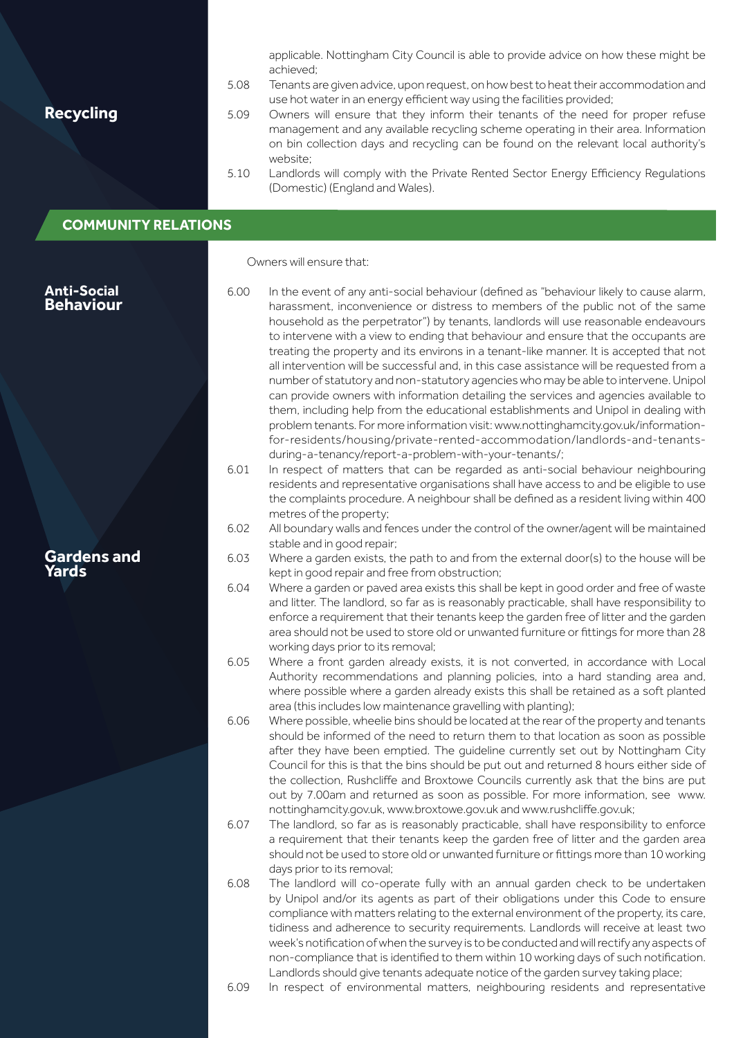applicable. Nottingham City Council is able to provide advice on how these might be achieved;

5.08 Tenants are given advice, upon request, on how best to heat their accommodation and use hot water in an energy efficient way using the facilities provided;

**Recycling**

5.09 Owners will ensure that they inform their tenants of the need for proper refuse management and any available recycling scheme operating in their area. Information on bin collection days and recycling can be found on the relevant local authority's website;

5.10 Landlords will comply with the Private Rented Sector Energy Efficiency Regulations (Domestic) (England and Wales).

## COMMUNITY RELATIONS

Owners will ensure that:

**Anti-Social Behaviour**

6.00 In the event of any anti-social behaviour (defined as "behaviour likely to cause alarm, harassment, inconvenience or distress to members of the public not of the same household as the perpetrator") by tenants, landlords will use reasonable endeavours to intervene with a view to ending that behaviour and ensure that the occupants are treating the property and its environs in a tenant-like manner. It is accepted that not all intervention will be successful and, in this case assistance will be requested from a number of statutory and non-statutory agencies who may be able to intervene. Unipol can provide owners with information detailing the services and agencies available to them, including help from the educational establishments and Unipol in dealing with problem tenants. For more information visit: www.nottinghamcity.gov.uk/information-for-residents/housing/private-rented-accommodation/landlords-and-tenants-during-a-tenancy/report-a-problem-with-your-tenants/;

6.01 In respect of matters that can be regarded as anti-social behaviour neighbouring residents and representative organisations shall have access to and be eligible to use the complaints procedure. A neighbour shall be defined as a resident living within 400 metres of the property;

6.02 All boundary walls and fences under the control of the owner/agent will be maintained stable and in good repair;

**Gardens and Yards**

6.03 Where a garden exists, the path to and from the external door(s) to the house will be kept in good repair and free from obstruction;

6.04 Where a garden or paved area exists this shall be kept in good order and free of waste and litter. The landlord, so far as is reasonably practicable, shall have responsibility to enforce a requirement that their tenants keep the garden free of litter and the garden area should not be used to store old or unwanted furniture or fittings for more than 28 working days prior to its removal;

6.05 Where a front garden already exists, it is not converted, in accordance with Local Authority recommendations and planning policies, into a hard standing area and, where possible where a garden already exists this shall be retained as a soft planted area (this includes low maintenance gravelling with planting);

6.06 Where possible, wheelie bins should be located at the rear of the property and tenants should be informed of the need to return them to that location as soon as possible after they have been emptied. The guideline currently set out by Nottingham City Council for this is that the bins should be put out and returned 8 hours either side of the collection, Rushcliffe and Broxtowe Councils currently ask that the bins are put out by 7.00am and returned as soon as possible. For more information, see www.nottinghamcity.gov.uk, www.broxtowe.gov.uk and www.rushcliffe.gov.uk;

6.07 The landlord, so far as is reasonably practicable, shall have responsibility to enforce a requirement that their tenants keep the garden free of litter and the garden area should not be used to store old or unwanted furniture or fittings more than 10 working days prior to its removal;

6.08 The landlord will co-operate fully with an annual garden check to be undertaken by Unipol and/or its agents as part of their obligations under this Code to ensure compliance with matters relating to the external environment of the property, its care, tidiness and adherence to security requirements. Landlords will receive at least two week's notification of when the survey is to be conducted and will rectify any aspects of non-compliance that is identified to them within 10 working days of such notification. Landlords should give tenants adequate notice of the garden survey taking place;

6.09 In respect of environmental matters, neighbouring residents and representative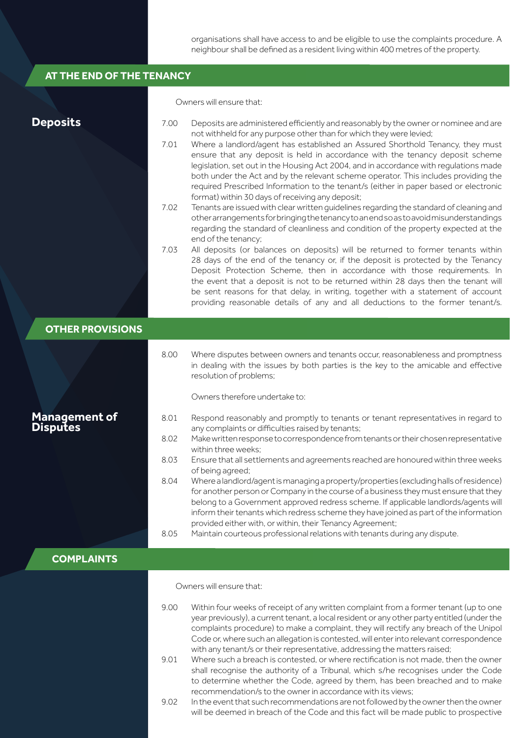organisations shall have access to and be eligible to use the complaints procedure. A neighbour shall be defined as a resident living within 400 metres of the property.

## AT THE END OF THE TENANCY

### Deposits

Owners will ensure that:

7.00 Deposits are administered efficiently and reasonably by the owner or nominee and are not withheld for any purpose other than for which they were levied;

7.01 Where a landlord/agent has established an Assured Shorthold Tenancy, they must ensure that any deposit is held in accordance with the tenancy deposit scheme legislation, set out in the Housing Act 2004, and in accordance with regulations made both under the Act and by the relevant scheme operator. This includes providing the required Prescribed Information to the tenant/s (either in paper based or electronic format) within 30 days of receiving any deposit;

7.02 Tenants are issued with clear written guidelines regarding the standard of cleaning and other arrangements for bringing the tenancy to an end so as to avoid misunderstandings regarding the standard of cleanliness and condition of the property expected at the end of the tenancy;

7.03 All deposits (or balances on deposits) will be returned to former tenants within 28 days of the end of the tenancy or, if the deposit is protected by the Tenancy Deposit Protection Scheme, then in accordance with those requirements. In the event that a deposit is not to be returned within 28 days then the tenant will be sent reasons for that delay, in writing, together with a statement of account providing reasonable details of any and all deductions to the former tenant/s.

## OTHER PROVISIONS

### Management of Disputes

8.00 Where disputes between owners and tenants occur, reasonableness and promptness in dealing with the issues by both parties is the key to the amicable and effective resolution of problems;

Owners therefore undertake to:

8.01 Respond reasonably and promptly to tenants or tenant representatives in regard to any complaints or difficulties raised by tenants;

8.02 Make written response to correspondence from tenants or their chosen representative within three weeks;

8.03 Ensure that all settlements and agreements reached are honoured within three weeks of being agreed;

8.04 Where a landlord/agent is managing a property/properties (excluding halls of residence) for another person or Company in the course of a business they must ensure that they belong to a Government approved redress scheme. If applicable landlords/agents will inform their tenants which redress scheme they have joined as part of the information provided either with, or within, their Tenancy Agreement;

8.05 Maintain courteous professional relations with tenants during any dispute.

## COMPLAINTS

Owners will ensure that:

9.00 Within four weeks of receipt of any written complaint from a former tenant (up to one year previously), a current tenant, a local resident or any other party entitled (under the complaints procedure) to make a complaint, they will rectify any breach of the Unipol Code or, where such an allegation is contested, will enter into relevant correspondence with any tenant/s or their representative, addressing the matters raised;

9.01 Where such a breach is contested, or where rectification is not made, then the owner shall recognise the authority of a Tribunal, which s/he recognises under the Code to determine whether the Code, agreed by them, has been breached and to make recommendation/s to the owner in accordance with its views;

9.02 In the event that such recommendations are not followed by the owner then the owner will be deemed in breach of the Code and this fact will be made public to prospective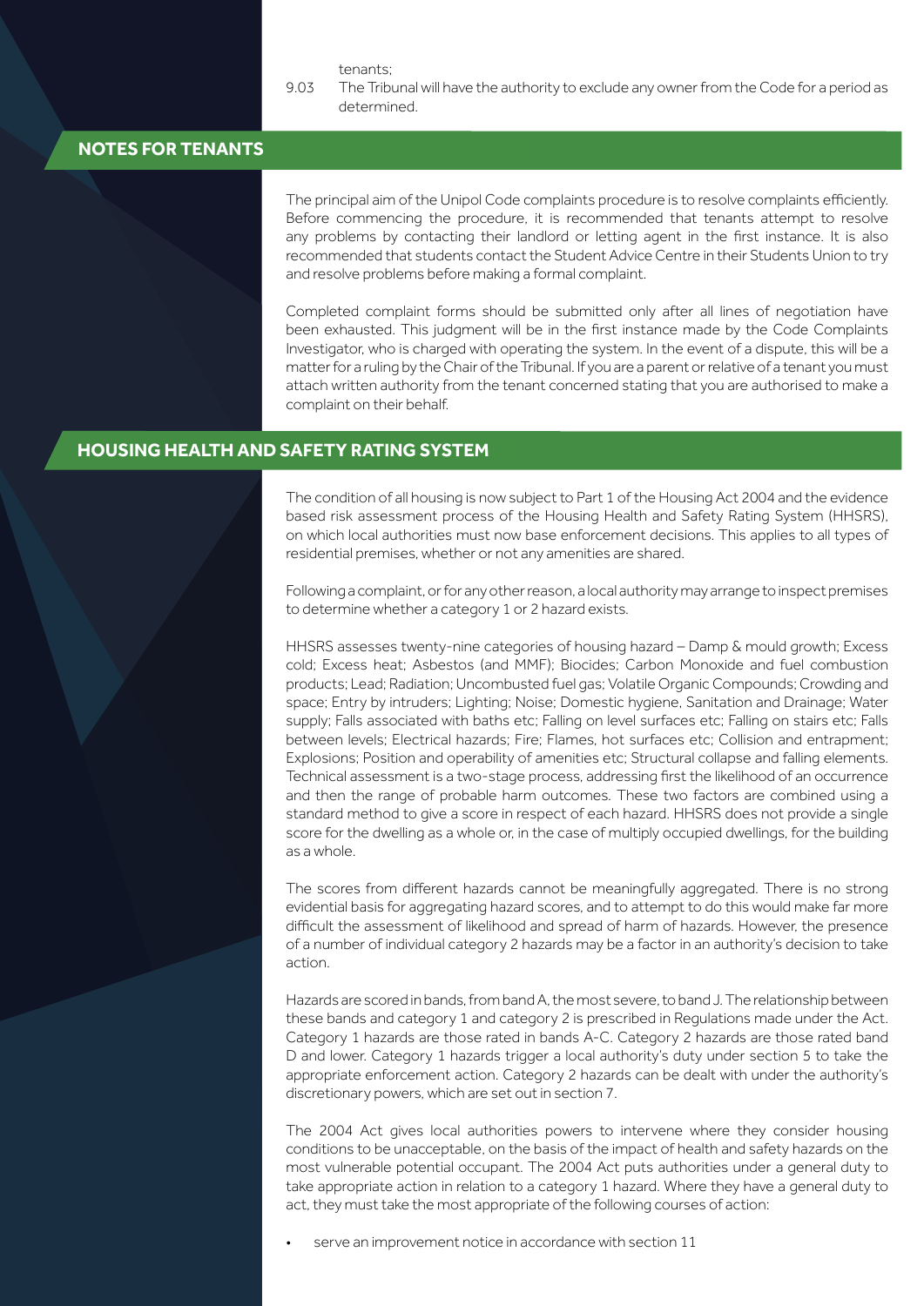tenants;

9.03 The Tribunal will have the authority to exclude any owner from the Code for a period as determined.

## NOTES FOR TENANTS

The principal aim of the Unipol Code complaints procedure is to resolve complaints efficiently. Before commencing the procedure, it is recommended that tenants attempt to resolve any problems by contacting their landlord or letting agent in the first instance. It is also recommended that students contact the Student Advice Centre in their Students Union to try and resolve problems before making a formal complaint.

Completed complaint forms should be submitted only after all lines of negotiation have been exhausted. This judgment will be in the first instance made by the Code Complaints Investigator, who is charged with operating the system. In the event of a dispute, this will be a matter for a ruling by the Chair of the Tribunal. If you are a parent or relative of a tenant you must attach written authority from the tenant concerned stating that you are authorised to make a complaint on their behalf.

## HOUSING HEALTH AND SAFETY RATING SYSTEM

The condition of all housing is now subject to Part 1 of the Housing Act 2004 and the evidence based risk assessment process of the Housing Health and Safety Rating System (HHSRS), on which local authorities must now base enforcement decisions. This applies to all types of residential premises, whether or not any amenities are shared.

Following a complaint, or for any other reason, a local authority may arrange to inspect premises to determine whether a category 1 or 2 hazard exists.

HHSRS assesses twenty-nine categories of housing hazard – Damp & mould growth; Excess cold; Excess heat; Asbestos (and MMF); Biocides; Carbon Monoxide and fuel combustion products; Lead; Radiation; Uncombusted fuel gas; Volatile Organic Compounds; Crowding and space; Entry by intruders; Lighting; Noise; Domestic hygiene, Sanitation and Drainage; Water supply; Falls associated with baths etc; Falling on level surfaces etc; Falling on stairs etc; Falls between levels; Electrical hazards; Fire; Flames, hot surfaces etc; Collision and entrapment; Explosions; Position and operability of amenities etc; Structural collapse and falling elements. Technical assessment is a two-stage process, addressing first the likelihood of an occurrence and then the range of probable harm outcomes. These two factors are combined using a standard method to give a score in respect of each hazard. HHSRS does not provide a single score for the dwelling as a whole or, in the case of multiply occupied dwellings, for the building as a whole.

The scores from different hazards cannot be meaningfully aggregated. There is no strong evidential basis for aggregating hazard scores, and to attempt to do this would make far more difficult the assessment of likelihood and spread of harm of hazards. However, the presence of a number of individual category 2 hazards may be a factor in an authority's decision to take action.

Hazards are scored in bands, from band A, the most severe, to band J. The relationship between these bands and category 1 and category 2 is prescribed in Regulations made under the Act. Category 1 hazards are those rated in bands A-C. Category 2 hazards are those rated band D and lower. Category 1 hazards trigger a local authority's duty under section 5 to take the appropriate enforcement action. Category 2 hazards can be dealt with under the authority's discretionary powers, which are set out in section 7.

The 2004 Act gives local authorities powers to intervene where they consider housing conditions to be unacceptable, on the basis of the impact of health and safety hazards on the most vulnerable potential occupant. The 2004 Act puts authorities under a general duty to take appropriate action in relation to a category 1 hazard. Where they have a general duty to act, they must take the most appropriate of the following courses of action:

- serve an improvement notice in accordance with section 11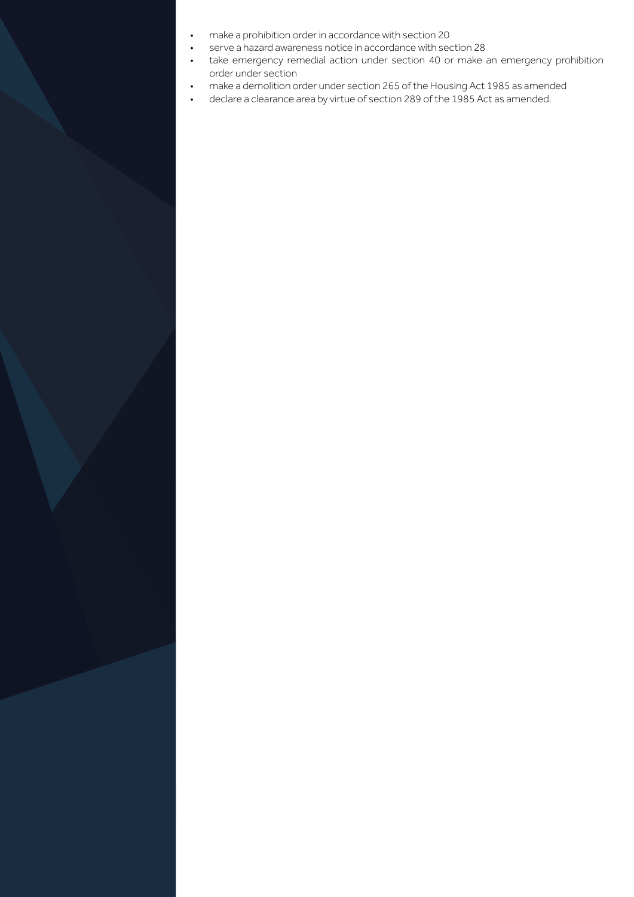- make a prohibition order in accordance with section 20
- serve a hazard awareness notice in accordance with section 28
- take emergency remedial action under section 40 or make an emergency prohibition order under section
- make a demolition order under section 265 of the Housing Act 1985 as amended
- declare a clearance area by virtue of section 289 of the 1985 Act as amended.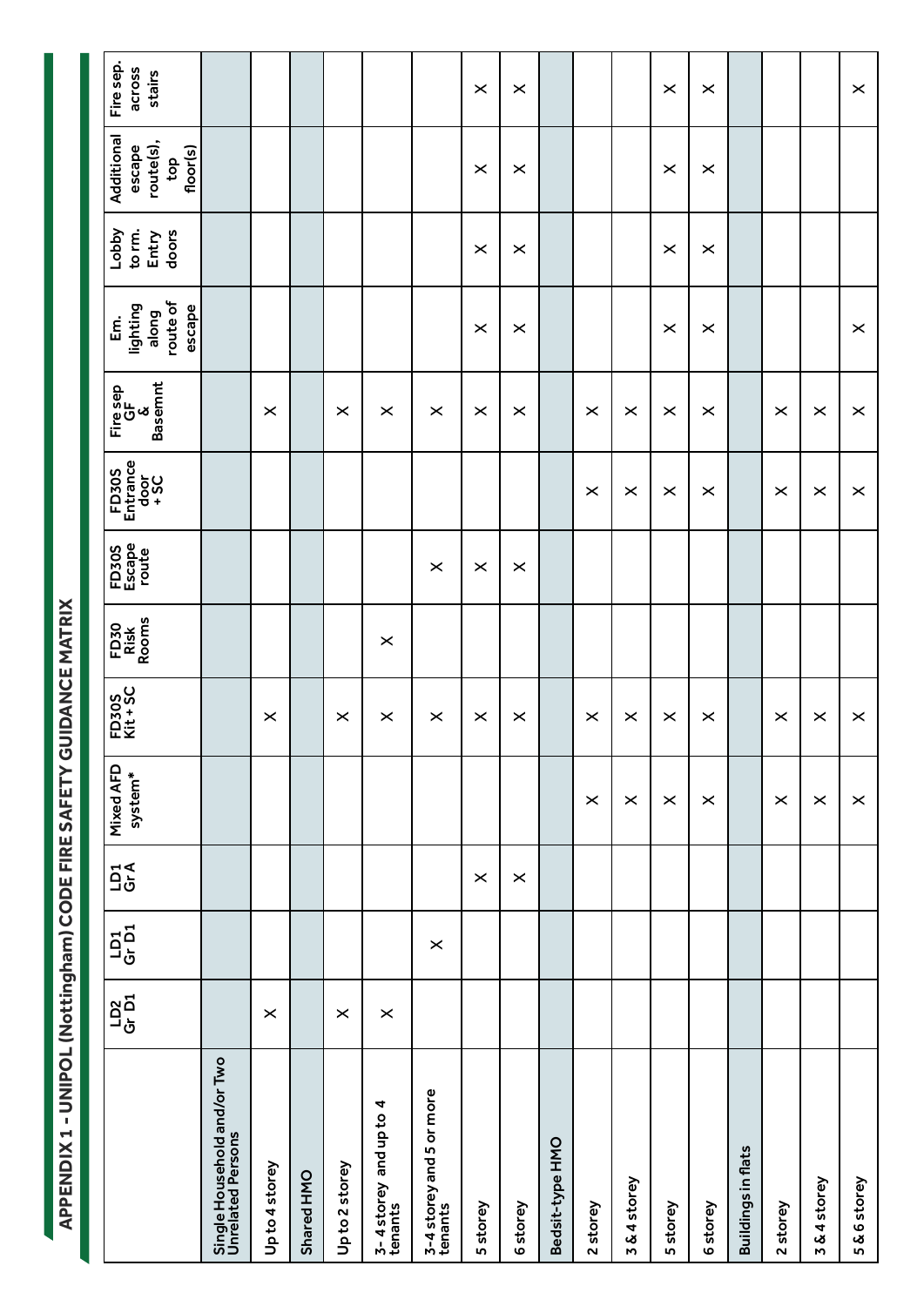# APPENDIX 1 - UNIPOL (Nottingham) CODE FIRE SAFETY GUIDANCE MATRIX

| | LD2 Gr D1 | LD1 Gr D1 | LD1 Gr A | Mixed AFD system* | FD30S Kit + SC | FD30 Risk Rooms | FD30S Escape route | FD30S Entrance door + SC | Fire sep GF & Basemnt | Em. lighting along route of escape | Lobby to rm. Entry doors | Additional escape route(s), top floor(s) | Fire sep. across stairs |
|---|---|---|---|---|---|---|---|---|---|---|---|---|---|
| **Single Household and/or Two Unrelated Persons** | | | | | | | | | | | | | |
| Up to 4 storey | X | | | | X | | | | X | | | | |
| **Shared HMO** | | | | | | | | | | | | | |
| Up to 2 storey | X | | | | X | | | | X | | | | |
| 3- 4 storey and up to 4 tenants | X | | | | X | X | | | X | | | | |
| 3-4 storey and 5 or more tenants | | X | | | X | | X | | X | | | | |
| 5 storey | | | X | | X | | X | | X | X | X | X | X |
| 6 storey | | | X | | X | | X | | X | X | X | X | X |
| **Bedsit-type HMO** | | | | | | | | | | | | | |
| 2 storey | | | | X | X | | | X | X | | | | |
| 3 & 4 storey | | | | X | X | | | X | X | | | | |
| 5 storey | | | | X | X | | | X | X | X | X | X | X |
| 6 storey | | | | X | X | | | X | X | X | X | X | X |
| **Buildings in flats** | | | | | | | | | | | | | |
| 2 storey | | | | X | X | | | X | X | | | | |
| 3 & 4 storey | | | | X | X | | | X | X | | | | |
| 5 & 6 storey | | | | X | X | | | X | X | X | | | X |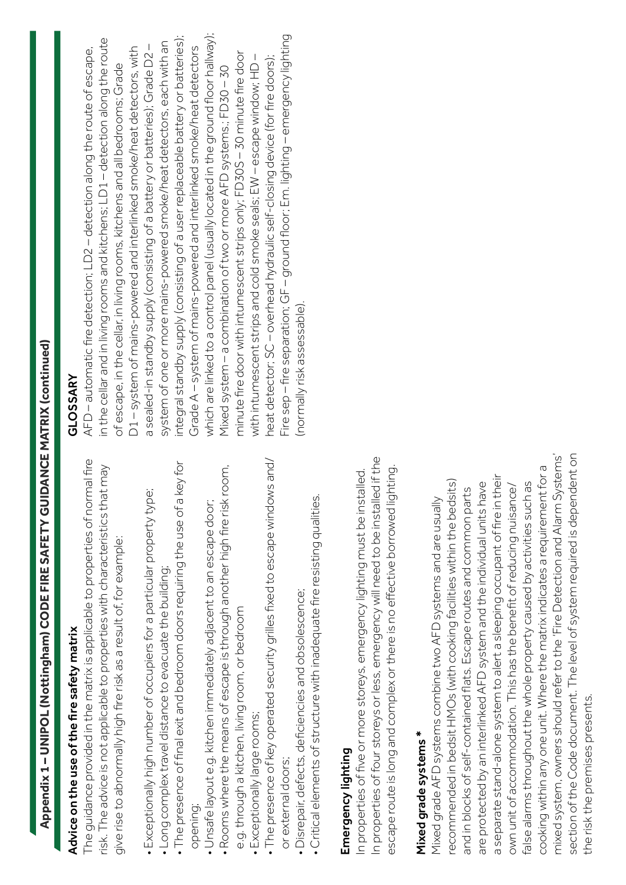# Appendix 1 – UNIPOL (Nottingham) CODE FIRE SAFETY GUIDANCE MATRIX (continued)

## Advice on the use of the fire safety matrix

The guidance provided in the matrix is applicable to properties of normal fire risk. The advice is not applicable to properties with characteristics that may give rise to abnormally high fire risk as a result of, for example:

- Exceptionally high number of occupiers for a particular property type;
- Long complex travel distance to evacuate the building;
- The presence of final exit and bedroom doors requiring the use of a key for opening;
- Unsafe layout e.g. kitchen immediately adjacent to an escape door;
- Rooms where the means of escape is through another high fire risk room, e.g. through a kitchen, living room, or bedroom
- Exceptionally large rooms;
- The presence of key operated security grilles fixed to escape windows and/ or external doors;
- Disrepair, defects, deficiencies and obsolescence;
- Critical elements of structure with inadequate fire resisting qualities.

## Emergency lighting

In properties of five or more storeys, emergency lighting must be installed. In properties of four storeys or less, emergency will need to be installed if the escape route is long and complex or there is no effective borrowed lighting.

## Mixed grade systems *

Mixed grade AFD systems combine two AFD systems and are usually recommended in bedsit HMOs (with cooking facilities within the bedsits) and in blocks of self-contained flats. Escape routes and common parts are protected by an interlinked AFD system and the individual units have a separate stand-alone system to alert a sleeping occupant of fire in their own unit of accommodation. This has the benefit of reducing nuisance/ false alarms throughout the whole property caused by activities such as cooking within any one unit. Where the matrix indicates a requirement for a mixed system, owners should refer to the 'Fire Detection and Alarm Systems' section of the Code document. The level of system required is dependent on the risk the premises presents.

## GLOSSARY

AFD – automatic fire detection; LD2 – detection along the route of escape, in the cellar and in living rooms and kitchens; LD1 – detection along the route of escape, in the cellar, in living rooms, kitchens and all bedrooms; Grade D1 – system of mains-powered and interlinked smoke/heat detectors, with a sealed-in standby supply (consisting of a battery or batteries); Grade D2 – system of one or more mains-powered smoke/heat detectors, each with an integral standby supply (consisting of a user replaceable battery or batteries); Grade A – system of mains-powered and interlinked smoke/heat detectors which are linked to a control panel (usually located in the ground floor hallway); Mixed system – a combination of two or more AFD systems.; FD30 – 30 minute fire door with intumescent strips only; FD30S – 30 minute fire door with intumescent strips and cold smoke seals; EW – escape window; HD – heat detector; SC – overhead hydraulic self-closing device (for fire doors); Fire sep – fire separation; GF – ground floor; Em. lighting – emergency lighting (normally risk assessable).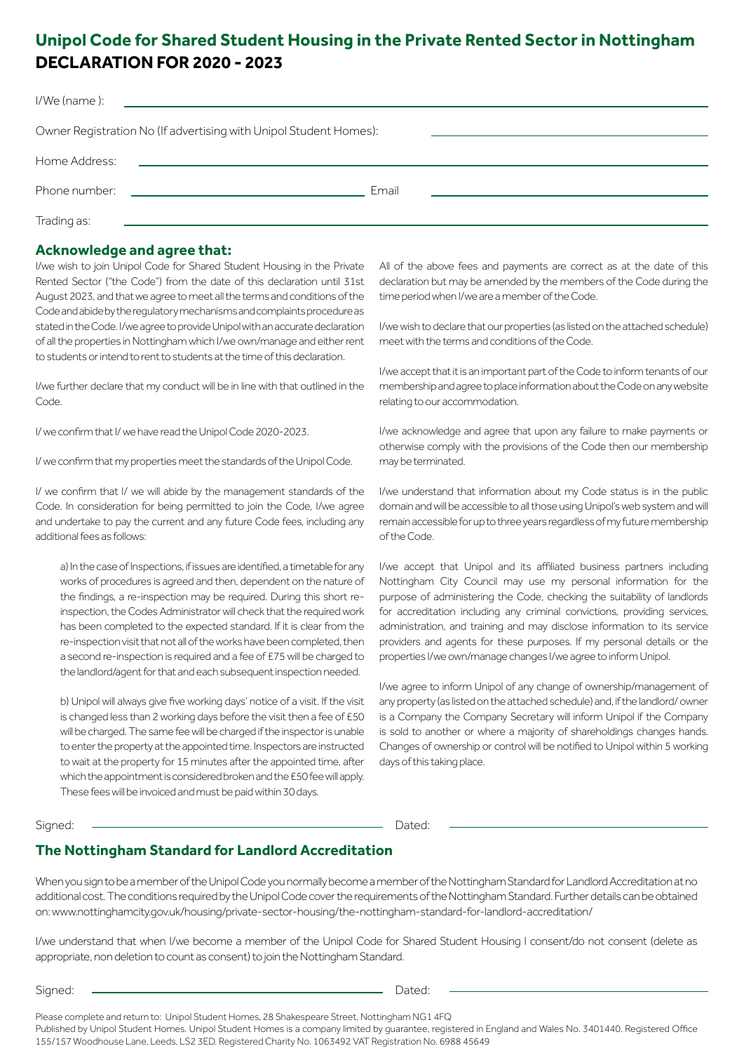# Unipol Code for Shared Student Housing in the Private Rented Sector in Nottingham
# DECLARATION FOR 2020 - 2023

I/We (name ): ____________________

Owner Registration No (If advertising with Unipol Student Homes): ____________________

Home Address: ____________________

Phone number: ____________________ Email ____________________

Trading as: ____________________

## Acknowledge and agree that:

I/we wish to join Unipol Code for Shared Student Housing in the Private Rented Sector ("the Code") from the date of this declaration until 31st August 2023, and that we agree to meet all the terms and conditions of the Code and abide by the regulatory mechanisms and complaints procedure as stated in the Code. I/we agree to provide Unipol with an accurate declaration of all the properties in Nottingham which I/we own/manage and either rent to students or intend to rent to students at the time of this declaration.

I/we further declare that my conduct will be in line with that outlined in the Code.

I/ we confirm that I/ we have read the Unipol Code 2020-2023.

I/ we confirm that my properties meet the standards of the Unipol Code.

I/ we confirm that I/ we will abide by the management standards of the Code. In consideration for being permitted to join the Code, I/we agree and undertake to pay the current and any future Code fees, including any additional fees as follows:

a) In the case of Inspections, if issues are identified, a timetable for any works of procedures is agreed and then, dependent on the nature of the findings, a re-inspection may be required. During this short re-inspection, the Codes Administrator will check that the required work has been completed to the expected standard. If it is clear from the re-inspection visit that not all of the works have been completed, then a second re-inspection is required and a fee of £75 will be charged to the landlord/agent for that and each subsequent inspection needed.

b) Unipol will always give five working days' notice of a visit. If the visit is changed less than 2 working days before the visit then a fee of £50 will be charged. The same fee will be charged if the inspector is unable to enter the property at the appointed time. Inspectors are instructed to wait at the property for 15 minutes after the appointed time, after which the appointment is considered broken and the £50 fee will apply. These fees will be invoiced and must be paid within 30 days.

All of the above fees and payments are correct as at the date of this declaration but may be amended by the members of the Code during the time period when I/we are a member of the Code.

I/we wish to declare that our properties (as listed on the attached schedule) meet with the terms and conditions of the Code.

I/we accept that it is an important part of the Code to inform tenants of our membership and agree to place information about the Code on any website relating to our accommodation.

I/we acknowledge and agree that upon any failure to make payments or otherwise comply with the provisions of the Code then our membership may be terminated.

I/we understand that information about my Code status is in the public domain and will be accessible to all those using Unipol's web system and will remain accessible for up to three years regardless of my future membership of the Code.

I/we accept that Unipol and its affiliated business partners including Nottingham City Council may use my personal information for the purpose of administering the Code, checking the suitability of landlords for accreditation including any criminal convictions, providing services, administration, and training and may disclose information to its service providers and agents for these purposes. If my personal details or the properties I/we own/manage changes I/we agree to inform Unipol.

I/we agree to inform Unipol of any change of ownership/management of any property (as listed on the attached schedule) and, if the landlord/ owner is a Company the Company Secretary will inform Unipol if the Company is sold to another or where a majority of shareholdings changes hands. Changes of ownership or control will be notified to Unipol within 5 working days of this taking place.

Signed: ____________________ Dated: ____________________

## The Nottingham Standard for Landlord Accreditation

When you sign to be a member of the Unipol Code you normally become a member of the Nottingham Standard for Landlord Accreditation at no additional cost. The conditions required by the Unipol Code cover the requirements of the Nottingham Standard. Further details can be obtained on: www.nottinghamcity.gov.uk/housing/private-sector-housing/the-nottingham-standard-for-landlord-accreditation/

I/we understand that when I/we become a member of the Unipol Code for Shared Student Housing I consent/do not consent (delete as appropriate, non deletion to count as consent) to join the Nottingham Standard.

Signed: ____________________ Dated: ____________________

Please complete and return to: Unipol Student Homes, 28 Shakespeare Street, Nottingham NG1 4FQ
Published by Unipol Student Homes. Unipol Student Homes is a company limited by guarantee, registered in England and Wales No. 3401440. Registered Office 155/157 Woodhouse Lane, Leeds, LS2 3ED. Registered Charity No. 1063492 VAT Registration No. 6988 45649